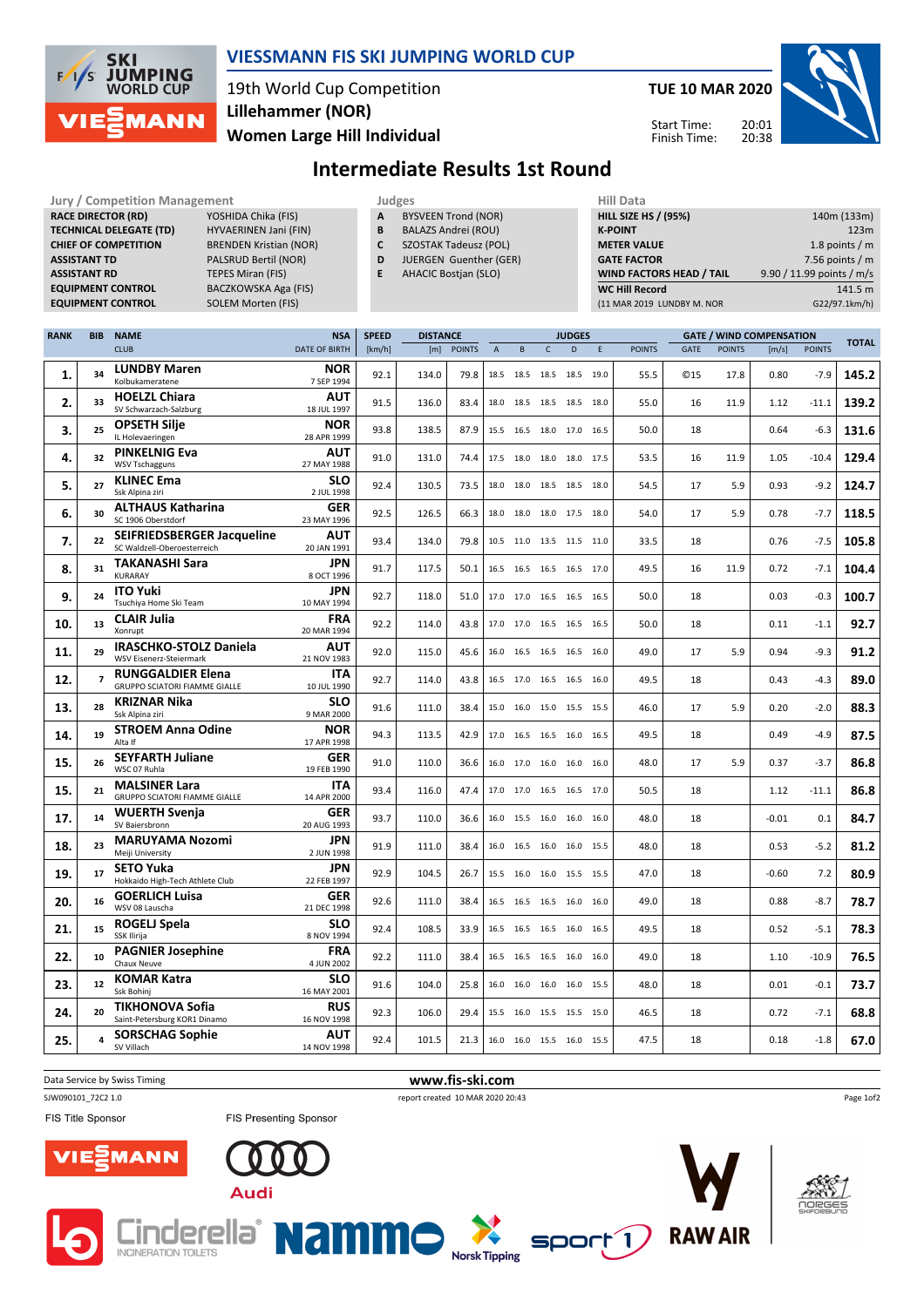# VIESSMANN FIS SKI JUMPING WORLD CUP

19th World Cup Competition
Lillehammer (NOR)
Women Large Hill Individual

TUE 10 MAR 2020

Start Time: 20:01
Finish Time: 20:38

## Intermediate Results 1st Round

| Jury / Competition Management | |
|---|---|
| RACE DIRECTOR (RD) | YOSHIDA Chika (FIS) |
| TECHNICAL DELEGATE (TD) | HYVAERINEN Jani (FIN) |
| CHIEF OF COMPETITION | BRENDEN Kristian (NOR) |
| ASSISTANT TD | PALSRUD Bertil (NOR) |
| ASSISTANT RD | TEPES Miran (FIS) |
| EQUIPMENT CONTROL | BACZKOWSKA Aga (FIS) |
| EQUIPMENT CONTROL | SOLEM Morten (FIS) |

| Judges | |
|---|---|
| A | BYSVEEN Trond (NOR) |
| B | BALAZS Andrei (ROU) |
| C | SZOSTAK Tadeusz (POL) |
| D | JUERGEN Guenther (GER) |
| E | AHACIC Bostjan (SLO) |

| Hill Data | |
|---|---|
| HILL SIZE HS / (95%) | 140m (133m) |
| K-POINT | 123m |
| METER VALUE | 1.8 points / m |
| GATE FACTOR | 7.56 points / m |
| WIND FACTORS HEAD / TAIL | 9.90 / 11.99 points / m/s |
| WC Hill Record | 141.5 m |
| (11 MAR 2019 LUNDBY M. NOR | G22/97.1km/h) |

| RANK | BIB | NAME / CLUB | NSA / DATE OF BIRTH | SPEED [km/h] | DISTANCE [m] | DISTANCE POINTS | A | B | C | D | E | JUDGES POINTS | GATE | GATE POINTS | WIND [m/s] | WIND POINTS | TOTAL |
|---|---|---|---|---|---|---|---|---|---|---|---|---|---|---|---|---|---|
| 1. | 34 | LUNDBY Maren / Kolbukameratene | NOR / 7 SEP 1994 | 92.1 | 134.0 | 79.8 | 18.5 | 18.5 | 18.5 | 18.5 | 19.0 | 55.5 | ©15 | 17.8 | 0.80 | -7.9 | 145.2 |
| 2. | 33 | HOELZL Chiara / SV Schwarzach-Salzburg | AUT / 18 JUL 1997 | 91.5 | 136.0 | 83.4 | 18.0 | 18.5 | 18.5 | 18.5 | 18.0 | 55.0 | 16 | 11.9 | 1.12 | -11.1 | 139.2 |
| 3. | 25 | OPSETH Silje / IL Holevaeringen | NOR / 28 APR 1999 | 93.8 | 138.5 | 87.9 | 15.5 | 16.5 | 18.0 | 17.0 | 16.5 | 50.0 | 18 | | 0.64 | -6.3 | 131.6 |
| 4. | 32 | PINKELNIG Eva / WSV Tschagguns | AUT / 27 MAY 1988 | 91.0 | 131.0 | 74.4 | 17.5 | 18.0 | 18.0 | 18.0 | 17.5 | 53.5 | 16 | 11.9 | 1.05 | -10.4 | 129.4 |
| 5. | 27 | KLINEC Ema / Ssk Alpina ziri | SLO / 2 JUL 1998 | 92.4 | 130.5 | 73.5 | 18.0 | 18.0 | 18.5 | 18.5 | 18.0 | 54.5 | 17 | 5.9 | 0.93 | -9.2 | 124.7 |
| 6. | 30 | ALTHAUS Katharina / SC 1906 Oberstdorf | GER / 23 MAY 1996 | 92.5 | 126.5 | 66.3 | 18.0 | 18.0 | 18.0 | 17.5 | 18.0 | 54.0 | 17 | 5.9 | 0.78 | -7.7 | 118.5 |
| 7. | 22 | SEIFRIEDSBERGER Jacqueline / SC Waldzell-Oberoesterreich | AUT / 20 JAN 1991 | 93.4 | 134.0 | 79.8 | 10.5 | 11.0 | 13.5 | 11.5 | 11.0 | 33.5 | 18 | | 0.76 | -7.5 | 105.8 |
| 8. | 31 | TAKANASHI Sara / KURARAY | JPN / 8 OCT 1996 | 91.7 | 117.5 | 50.1 | 16.5 | 16.5 | 16.5 | 16.5 | 17.0 | 49.5 | 16 | 11.9 | 0.72 | -7.1 | 104.4 |
| 9. | 24 | ITO Yuki / Tsuchiya Home Ski Team | JPN / 10 MAY 1994 | 92.7 | 118.0 | 51.0 | 17.0 | 17.0 | 16.5 | 16.5 | 16.5 | 50.0 | 18 | | 0.03 | -0.3 | 100.7 |
| 10. | 13 | CLAIR Julia / Xonrupt | FRA / 20 MAR 1994 | 92.2 | 114.0 | 43.8 | 17.0 | 17.0 | 16.5 | 16.5 | 16.5 | 50.0 | 18 | | 0.11 | -1.1 | 92.7 |
| 11. | 29 | IRASCHKO-STOLZ Daniela / WSV Eisenerz-Steiermark | AUT / 21 NOV 1983 | 92.0 | 115.0 | 45.6 | 16.0 | 16.5 | 16.5 | 16.5 | 16.0 | 49.0 | 17 | 5.9 | 0.94 | -9.3 | 91.2 |
| 12. | 7 | RUNGGALDIER Elena / GRUPPO SCIATORI FIAMME GIALLE | ITA / 10 JUL 1990 | 92.7 | 114.0 | 43.8 | 16.5 | 17.0 | 16.5 | 16.5 | 16.0 | 49.5 | 18 | | 0.43 | -4.3 | 89.0 |
| 13. | 28 | KRIZNAR Nika / Ssk Alpina ziri | SLO / 9 MAR 2000 | 91.6 | 111.0 | 38.4 | 15.0 | 16.0 | 15.0 | 15.5 | 15.5 | 46.0 | 17 | 5.9 | 0.20 | -2.0 | 88.3 |
| 14. | 19 | STROEM Anna Odine / Alta If | NOR / 17 APR 1998 | 94.3 | 113.5 | 42.9 | 17.0 | 16.5 | 16.5 | 16.0 | 16.5 | 49.5 | 18 | | 0.49 | -4.9 | 87.5 |
| 15. | 26 | SEYFARTH Juliane / WSC 07 Ruhla | GER / 19 FEB 1990 | 91.0 | 110.0 | 36.6 | 16.0 | 17.0 | 16.0 | 16.0 | 16.0 | 48.0 | 17 | 5.9 | 0.37 | -3.7 | 86.8 |
| 15. | 21 | MALSINER Lara / GRUPPO SCIATORI FIAMME GIALLE | ITA / 14 APR 2000 | 93.4 | 116.0 | 47.4 | 17.0 | 17.0 | 16.5 | 16.5 | 17.0 | 50.5 | 18 | | 1.12 | -11.1 | 86.8 |
| 17. | 14 | WUERTH Svenja / SV Baiersbronn | GER / 20 AUG 1993 | 93.7 | 110.0 | 36.6 | 16.0 | 15.5 | 16.0 | 16.0 | 16.0 | 48.0 | 18 | | -0.01 | 0.1 | 84.7 |
| 18. | 23 | MARUYAMA Nozomi / Meiji University | JPN / 2 JUN 1998 | 91.9 | 111.0 | 38.4 | 16.0 | 16.5 | 16.0 | 16.0 | 15.5 | 48.0 | 18 | | 0.53 | -5.2 | 81.2 |
| 19. | 17 | SETO Yuka / Hokkaido High-Tech Athlete Club | JPN / 22 FEB 1997 | 92.9 | 104.5 | 26.7 | 15.5 | 16.0 | 16.0 | 15.5 | 15.5 | 47.0 | 18 | | -0.60 | 7.2 | 80.9 |
| 20. | 16 | GOERLICH Luisa / WSV 08 Lauscha | GER / 21 DEC 1998 | 92.6 | 111.0 | 38.4 | 16.5 | 16.5 | 16.5 | 16.0 | 16.0 | 49.0 | 18 | | 0.88 | -8.7 | 78.7 |
| 21. | 15 | ROGELJ Spela / SSK Ilirija | SLO / 8 NOV 1994 | 92.4 | 108.5 | 33.9 | 16.5 | 16.5 | 16.5 | 16.0 | 16.5 | 49.5 | 18 | | 0.52 | -5.1 | 78.3 |
| 22. | 10 | PAGNIER Josephine / Chaux Neuve | FRA / 4 JUN 2002 | 92.2 | 111.0 | 38.4 | 16.5 | 16.5 | 16.5 | 16.0 | 16.0 | 49.0 | 18 | | 1.10 | -10.9 | 76.5 |
| 23. | 12 | KOMAR Katra / Ssk Bohinj | SLO / 16 MAY 2001 | 91.6 | 104.0 | 25.8 | 16.0 | 16.0 | 16.0 | 16.0 | 15.5 | 48.0 | 18 | | 0.01 | -0.1 | 73.7 |
| 24. | 20 | TIKHONOVA Sofia / Saint-Petersburg KOR1 Dinamo | RUS / 16 NOV 1998 | 92.3 | 106.0 | 29.4 | 15.5 | 16.0 | 15.5 | 15.5 | 15.0 | 46.5 | 18 | | 0.72 | -7.1 | 68.8 |
| 25. | 4 | SORSCHAG Sophie / SV Villach | AUT / 14 NOV 1998 | 92.4 | 101.5 | 21.3 | 16.0 | 16.0 | 15.5 | 16.0 | 15.5 | 47.5 | 18 | | 0.18 | -1.8 | 67.0 |

Data Service by Swiss Timing — www.fis-ski.com

SJW090101_72C2 1.0 — report created 10 MAR 2020 20:43

FIS Title Sponsor: VIESSMANN — FIS Presenting Sponsor: Audi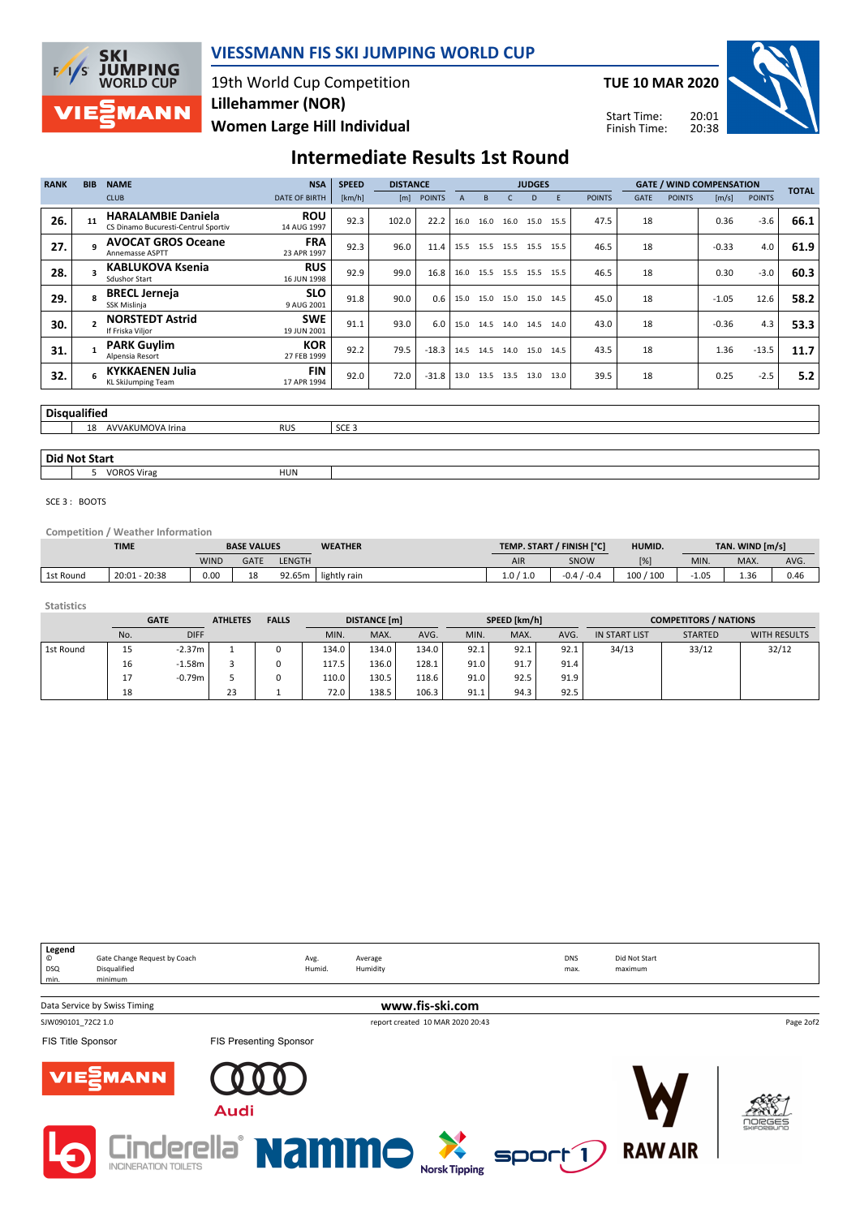# VIESSMANN FIS SKI JUMPING WORLD CUP

19th World Cup Competition
**Lillehammer (NOR)**
**Women Large Hill Individual**

**TUE 10 MAR 2020**

Start Time: 20:01
Finish Time: 20:38

## Intermediate Results 1st Round

| RANK | BIB | NAME / CLUB | NSA / DATE OF BIRTH | SPEED [km/h] | DISTANCE [m] | DISTANCE POINTS | A | B | C | D | E | JUDGES POINTS | GATE | GATE POINTS | WIND [m/s] | WIND POINTS | TOTAL |
|---|---|---|---|---|---|---|---|---|---|---|---|---|---|---|---|---|---|
| 26. | 11 | **HARALAMBIE Daniela** CS Dinamo Bucuresti-Centrul Sportiv | **ROU** 14 AUG 1997 | 92.3 | 102.0 | 22.2 | 16.0 | 16.0 | 16.0 | 15.0 | 15.5 | 47.5 | 18 | | 0.36 | -3.6 | **66.1** |
| 27. | 9 | **AVOCAT GROS Oceane** Annemasse ASPTT | **FRA** 23 APR 1997 | 92.3 | 96.0 | 11.4 | 15.5 | 15.5 | 15.5 | 15.5 | 15.5 | 46.5 | 18 | | -0.33 | 4.0 | **61.9** |
| 28. | 3 | **KABLUKOVA Ksenia** Sdushor Start | **RUS** 16 JUN 1998 | 92.9 | 99.0 | 16.8 | 16.0 | 15.5 | 15.5 | 15.5 | 15.5 | 46.5 | 18 | | 0.30 | -3.0 | **60.3** |
| 29. | 8 | **BRECL Jerneja** SSK Mislinja | **SLO** 9 AUG 2001 | 91.8 | 90.0 | 0.6 | 15.0 | 15.0 | 15.0 | 15.0 | 14.5 | 45.0 | 18 | | -1.05 | 12.6 | **58.2** |
| 30. | 2 | **NORSTEDT Astrid** If Friska Viljor | **SWE** 19 JUN 2001 | 91.1 | 93.0 | 6.0 | 15.0 | 14.5 | 14.0 | 14.5 | 14.0 | 43.0 | 18 | | -0.36 | 4.3 | **53.3** |
| 31. | 1 | **PARK Guylim** Alpensia Resort | **KOR** 27 FEB 1999 | 92.2 | 79.5 | -18.3 | 14.5 | 14.5 | 14.0 | 15.0 | 14.5 | 43.5 | 18 | | 1.36 | -13.5 | **11.7** |
| 32. | 6 | **KYKKAENEN Julia** KL SkiJumping Team | **FIN** 17 APR 1994 | 92.0 | 72.0 | -31.8 | 13.0 | 13.5 | 13.5 | 13.0 | 13.0 | 39.5 | 18 | | 0.25 | -2.5 | **5.2** |

### Disqualified

| BIB | NAME | NSA | REASON |
|---|---|---|---|
| 18 | AVVAKUMOVA Irina | RUS | SCE 3 |

### Did Not Start

| BIB | NAME | NSA |
|---|---|---|
| 5 | VOROS Virag | HUN |

SCE 3 : BOOTS

### Competition / Weather Information

| | TIME | BASE VALUES WIND | BASE VALUES GATE | BASE VALUES LENGTH | WEATHER | TEMP. AIR [°C] | TEMP. SNOW [°C] | HUMID. [%] | TAN. WIND MIN. [m/s] | TAN. WIND MAX. [m/s] | TAN. WIND AVG. [m/s] |
|---|---|---|---|---|---|---|---|---|---|---|---|
| 1st Round | 20:01 - 20:38 | 0.00 | 18 | 92.65m | lightly rain | 1.0 / 1.0 | -0.4 / -0.4 | 100 / 100 | -1.05 | 1.36 | 0.46 |

### Statistics

| | GATE No. | GATE DIFF | ATHLETES | FALLS | DISTANCE MIN. [m] | DISTANCE MAX. [m] | DISTANCE AVG. [m] | SPEED MIN. [km/h] | SPEED MAX. [km/h] | SPEED AVG. [km/h] | IN START LIST | STARTED | WITH RESULTS |
|---|---|---|---|---|---|---|---|---|---|---|---|---|---|
| 1st Round | 15 | -2.37m | 1 | 0 | 134.0 | 134.0 | 134.0 | 92.1 | 92.1 | 92.1 | 34/13 | 33/12 | 32/12 |
| | 16 | -1.58m | 3 | 0 | 117.5 | 136.0 | 128.1 | 91.0 | 91.7 | 91.4 | | | |
| | 17 | -0.79m | 5 | 0 | 110.0 | 130.5 | 118.6 | 91.0 | 92.5 | 91.9 | | | |
| | 18 | | 23 | 1 | 72.0 | 138.5 | 106.3 | 91.1 | 94.3 | 92.5 | | | |

**Legend**

| | | | | | |
|---|---|---|---|---|---|
| © | Gate Change Request by Coach | Avg. | Average | DNS | Did Not Start |
| DSQ | Disqualified | Humid. | Humidity | max. | maximum |
| min. | minimum | | | | |

Data Service by Swiss Timing

www.fis-ski.com

SJW090101_72C2 1.0

report created 10 MAR 2020 20:43

FIS Title Sponsor

FIS Presenting Sponsor